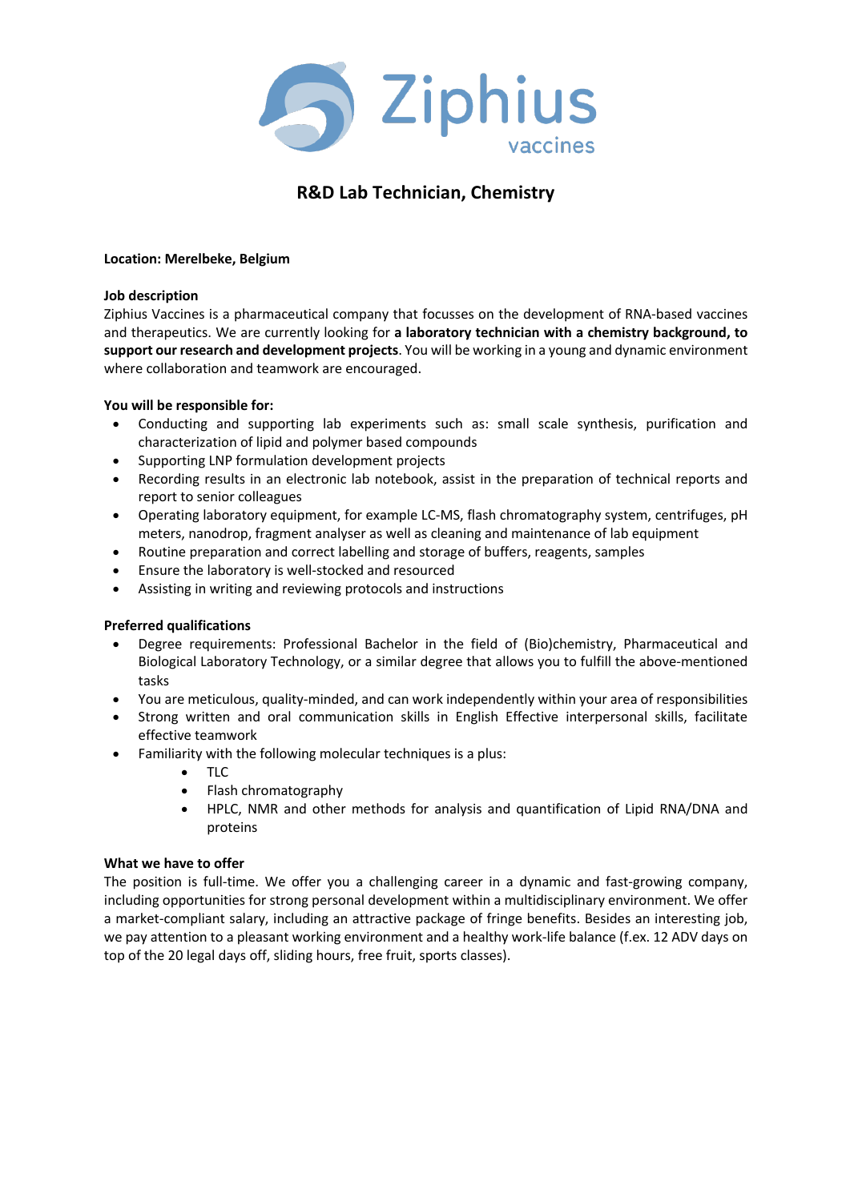Ziphius vaccines

# R&D Lab Technician, Chemistry

**Location: Merelbeke, Belgium**

**Job description**

Ziphius Vaccines is a pharmaceutical company that focusses on the development of RNA-based vaccines and therapeutics. We are currently looking for **a laboratory technician with a chemistry background, to support our research and development projects**. You will be working in a young and dynamic environment where collaboration and teamwork are encouraged.

**You will be responsible for:**

- Conducting and supporting lab experiments such as: small scale synthesis, purification and characterization of lipid and polymer based compounds
- Supporting LNP formulation development projects
- Recording results in an electronic lab notebook, assist in the preparation of technical reports and report to senior colleagues
- Operating laboratory equipment, for example LC-MS, flash chromatography system, centrifuges, pH meters, nanodrop, fragment analyser as well as cleaning and maintenance of lab equipment
- Routine preparation and correct labelling and storage of buffers, reagents, samples
- Ensure the laboratory is well-stocked and resourced
- Assisting in writing and reviewing protocols and instructions

**Preferred qualifications**

- Degree requirements: Professional Bachelor in the field of (Bio)chemistry, Pharmaceutical and Biological Laboratory Technology, or a similar degree that allows you to fulfill the above-mentioned tasks
- You are meticulous, quality-minded, and can work independently within your area of responsibilities
- Strong written and oral communication skills in English Effective interpersonal skills, facilitate effective teamwork
- Familiarity with the following molecular techniques is a plus:
  - TLC
  - Flash chromatography
  - HPLC, NMR and other methods for analysis and quantification of Lipid RNA/DNA and proteins

**What we have to offer**

The position is full-time. We offer you a challenging career in a dynamic and fast-growing company, including opportunities for strong personal development within a multidisciplinary environment. We offer a market-compliant salary, including an attractive package of fringe benefits. Besides an interesting job, we pay attention to a pleasant working environment and a healthy work-life balance (f.ex. 12 ADV days on top of the 20 legal days off, sliding hours, free fruit, sports classes).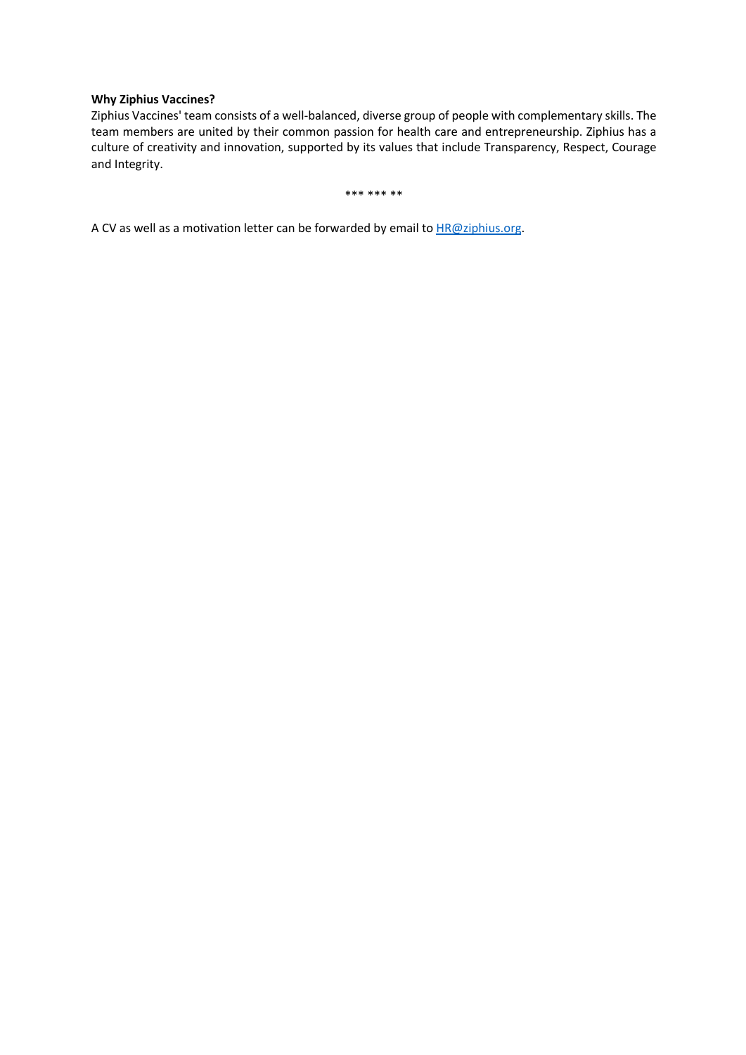**Why Ziphius Vaccines?**

Ziphius Vaccines' team consists of a well-balanced, diverse group of people with complementary skills. The team members are united by their common passion for health care and entrepreneurship. Ziphius has a culture of creativity and innovation, supported by its values that include Transparency, Respect, Courage and Integrity.

*** *** **

A CV as well as a motivation letter can be forwarded by email to [HR@ziphius.org](mailto:HR@ziphius.org).